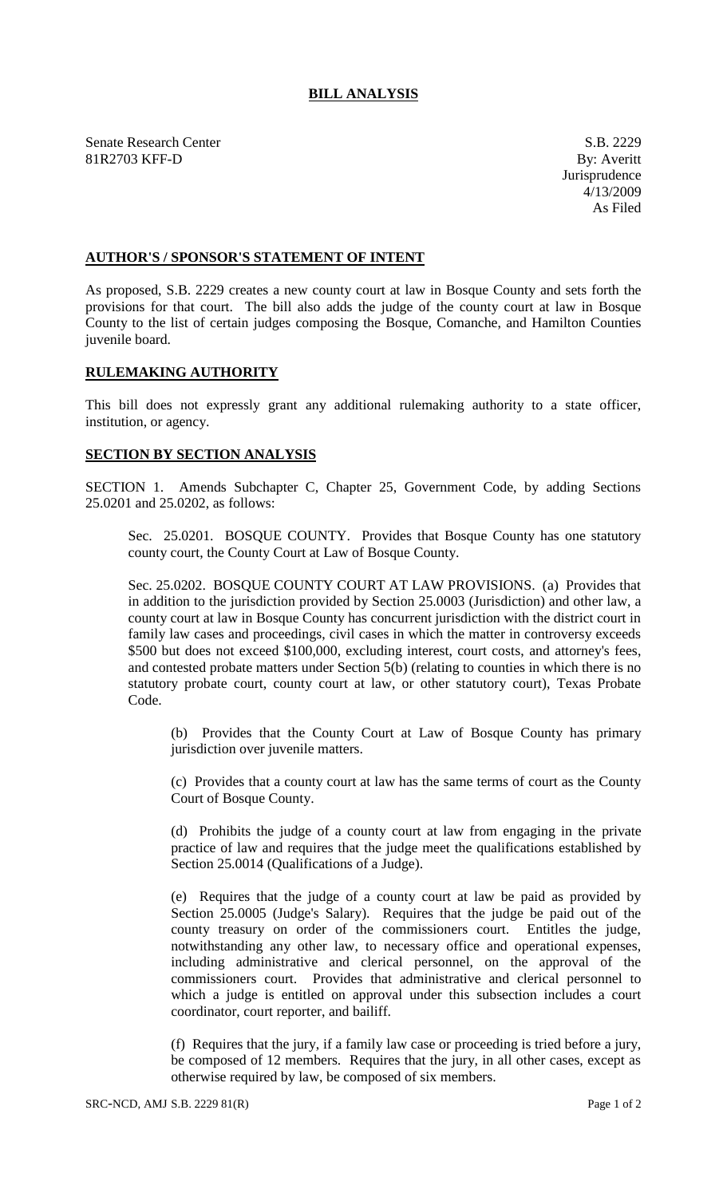# BILL ANALYSIS

Senate Research Center
81R2703 KFF-D

S.B. 2229
By: Averitt
Jurisprudence
4/13/2009
As Filed

## AUTHOR'S / SPONSOR'S STATEMENT OF INTENT

As proposed, S.B. 2229 creates a new county court at law in Bosque County and sets forth the provisions for that court. The bill also adds the judge of the county court at law in Bosque County to the list of certain judges composing the Bosque, Comanche, and Hamilton Counties juvenile board.

## RULEMAKING AUTHORITY

This bill does not expressly grant any additional rulemaking authority to a state officer, institution, or agency.

## SECTION BY SECTION ANALYSIS

SECTION 1. Amends Subchapter C, Chapter 25, Government Code, by adding Sections 25.0201 and 25.0202, as follows:

Sec. 25.0201. BOSQUE COUNTY. Provides that Bosque County has one statutory county court, the County Court at Law of Bosque County.

Sec. 25.0202. BOSQUE COUNTY COURT AT LAW PROVISIONS. (a) Provides that in addition to the jurisdiction provided by Section 25.0003 (Jurisdiction) and other law, a county court at law in Bosque County has concurrent jurisdiction with the district court in family law cases and proceedings, civil cases in which the matter in controversy exceeds $500 but does not exceed $100,000, excluding interest, court costs, and attorney's fees, and contested probate matters under Section 5(b) (relating to counties in which there is no statutory probate court, county court at law, or other statutory court), Texas Probate Code.

(b) Provides that the County Court at Law of Bosque County has primary jurisdiction over juvenile matters.

(c) Provides that a county court at law has the same terms of court as the County Court of Bosque County.

(d) Prohibits the judge of a county court at law from engaging in the private practice of law and requires that the judge meet the qualifications established by Section 25.0014 (Qualifications of a Judge).

(e) Requires that the judge of a county court at law be paid as provided by Section 25.0005 (Judge's Salary). Requires that the judge be paid out of the county treasury on order of the commissioners court. Entitles the judge, notwithstanding any other law, to necessary office and operational expenses, including administrative and clerical personnel, on the approval of the commissioners court. Provides that administrative and clerical personnel to which a judge is entitled on approval under this subsection includes a court coordinator, court reporter, and bailiff.

(f) Requires that the jury, if a family law case or proceeding is tried before a jury, be composed of 12 members. Requires that the jury, in all other cases, except as otherwise required by law, be composed of six members.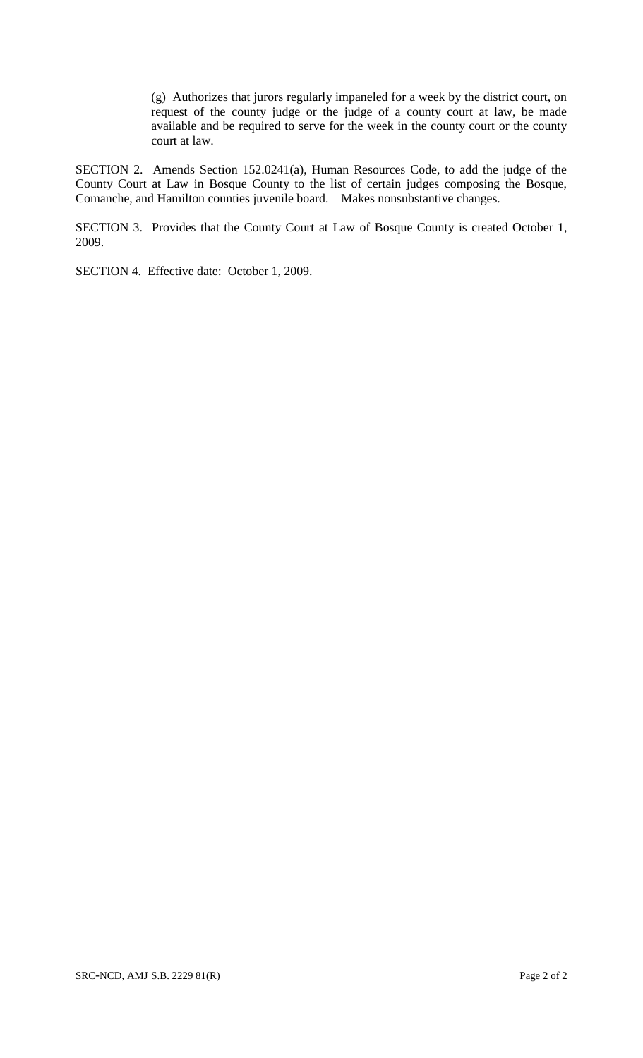(g) Authorizes that jurors regularly impaneled for a week by the district court, on request of the county judge or the judge of a county court at law, be made available and be required to serve for the week in the county court or the county court at law.

SECTION 2. Amends Section 152.0241(a), Human Resources Code, to add the judge of the County Court at Law in Bosque County to the list of certain judges composing the Bosque, Comanche, and Hamilton counties juvenile board. Makes nonsubstantive changes.

SECTION 3. Provides that the County Court at Law of Bosque County is created October 1, 2009.

SECTION 4. Effective date: October 1, 2009.